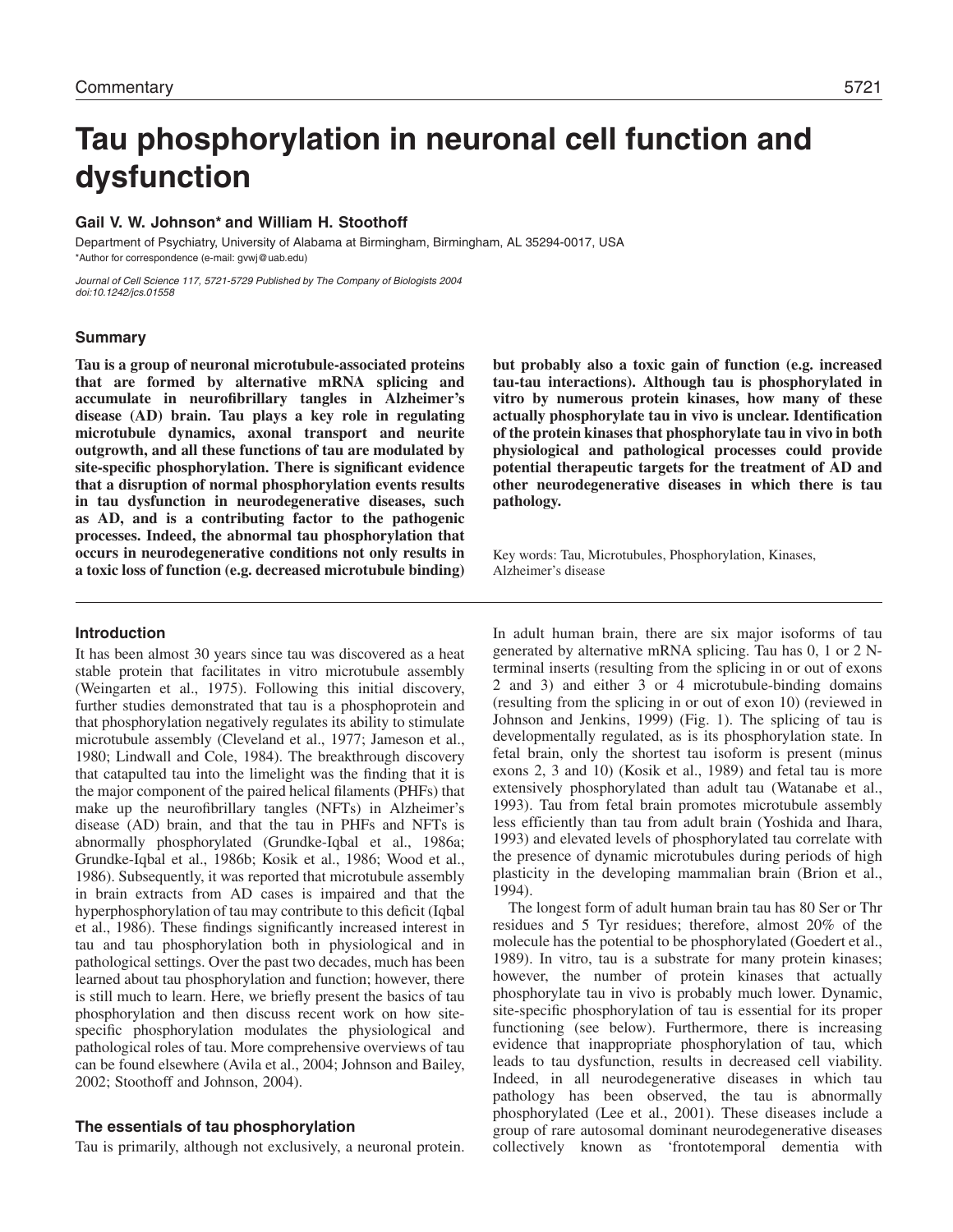# Tau phosphorylation in neuronal cell function and dysfunction

**Gail V. W. Johnson\* and William H. Stoothoff**

Department of Psychiatry, University of Alabama at Birmingham, Birmingham, AL 35294-0017, USA
\*Author for correspondence (e-mail: gvwj@uab.edu)

*Journal of Cell Science 117, 5721-5729 Published by The Company of Biologists 2004*
*doi:10.1242/jcs.01558*

## Summary

**Tau is a group of neuronal microtubule-associated proteins that are formed by alternative mRNA splicing and accumulate in neurofibrillary tangles in Alzheimer's disease (AD) brain. Tau plays a key role in regulating microtubule dynamics, axonal transport and neurite outgrowth, and all these functions of tau are modulated by site-specific phosphorylation. There is significant evidence that a disruption of normal phosphorylation events results in tau dysfunction in neurodegenerative diseases, such as AD, and is a contributing factor to the pathogenic processes. Indeed, the abnormal tau phosphorylation that occurs in neurodegenerative conditions not only results in a toxic loss of function (e.g. decreased microtubule binding) but probably also a toxic gain of function (e.g. increased tau-tau interactions). Although tau is phosphorylated in vitro by numerous protein kinases, how many of these actually phosphorylate tau in vivo is unclear. Identification of the protein kinases that phosphorylate tau in vivo in both physiological and pathological processes could provide potential therapeutic targets for the treatment of AD and other neurodegenerative diseases in which there is tau pathology.**

Key words: Tau, Microtubules, Phosphorylation, Kinases, Alzheimer's disease

## Introduction

It has been almost 30 years since tau was discovered as a heat stable protein that facilitates in vitro microtubule assembly (Weingarten et al., 1975). Following this initial discovery, further studies demonstrated that tau is a phosphoprotein and that phosphorylation negatively regulates its ability to stimulate microtubule assembly (Cleveland et al., 1977; Jameson et al., 1980; Lindwall and Cole, 1984). The breakthrough discovery that catapulted tau into the limelight was the finding that it is the major component of the paired helical filaments (PHFs) that make up the neurofibrillary tangles (NFTs) in Alzheimer's disease (AD) brain, and that the tau in PHFs and NFTs is abnormally phosphorylated (Grundke-Iqbal et al., 1986a; Grundke-Iqbal et al., 1986b; Kosik et al., 1986; Wood et al., 1986). Subsequently, it was reported that microtubule assembly in brain extracts from AD cases is impaired and that the hyperphosphorylation of tau may contribute to this deficit (Iqbal et al., 1986). These findings significantly increased interest in tau and tau phosphorylation both in physiological and in pathological settings. Over the past two decades, much has been learned about tau phosphorylation and function; however, there is still much to learn. Here, we briefly present the basics of tau phosphorylation and then discuss recent work on how site-specific phosphorylation modulates the physiological and pathological roles of tau. More comprehensive overviews of tau can be found elsewhere (Avila et al., 2004; Johnson and Bailey, 2002; Stoothoff and Johnson, 2004).

## The essentials of tau phosphorylation

Tau is primarily, although not exclusively, a neuronal protein. In adult human brain, there are six major isoforms of tau generated by alternative mRNA splicing. Tau has 0, 1 or 2 N-terminal inserts (resulting from the splicing in or out of exons 2 and 3) and either 3 or 4 microtubule-binding domains (resulting from the splicing in or out of exon 10) (reviewed in Johnson and Jenkins, 1999) (Fig. 1). The splicing of tau is developmentally regulated, as is its phosphorylation state. In fetal brain, only the shortest tau isoform is present (minus exons 2, 3 and 10) (Kosik et al., 1989) and fetal tau is more extensively phosphorylated than adult tau (Watanabe et al., 1993). Tau from fetal brain promotes microtubule assembly less efficiently than tau from adult brain (Yoshida and Ihara, 1993) and elevated levels of phosphorylated tau correlate with the presence of dynamic microtubules during periods of high plasticity in the developing mammalian brain (Brion et al., 1994).

The longest form of adult human brain tau has 80 Ser or Thr residues and 5 Tyr residues; therefore, almost 20% of the molecule has the potential to be phosphorylated (Goedert et al., 1989). In vitro, tau is a substrate for many protein kinases; however, the number of protein kinases that actually phosphorylate tau in vivo is probably much lower. Dynamic, site-specific phosphorylation of tau is essential for its proper functioning (see below). Furthermore, there is increasing evidence that inappropriate phosphorylation of tau, which leads to tau dysfunction, results in decreased cell viability. Indeed, in all neurodegenerative diseases in which tau pathology has been observed, the tau is abnormally phosphorylated (Lee et al., 2001). These diseases include a group of rare autosomal dominant neurodegenerative diseases collectively known as 'frontotemporal dementia with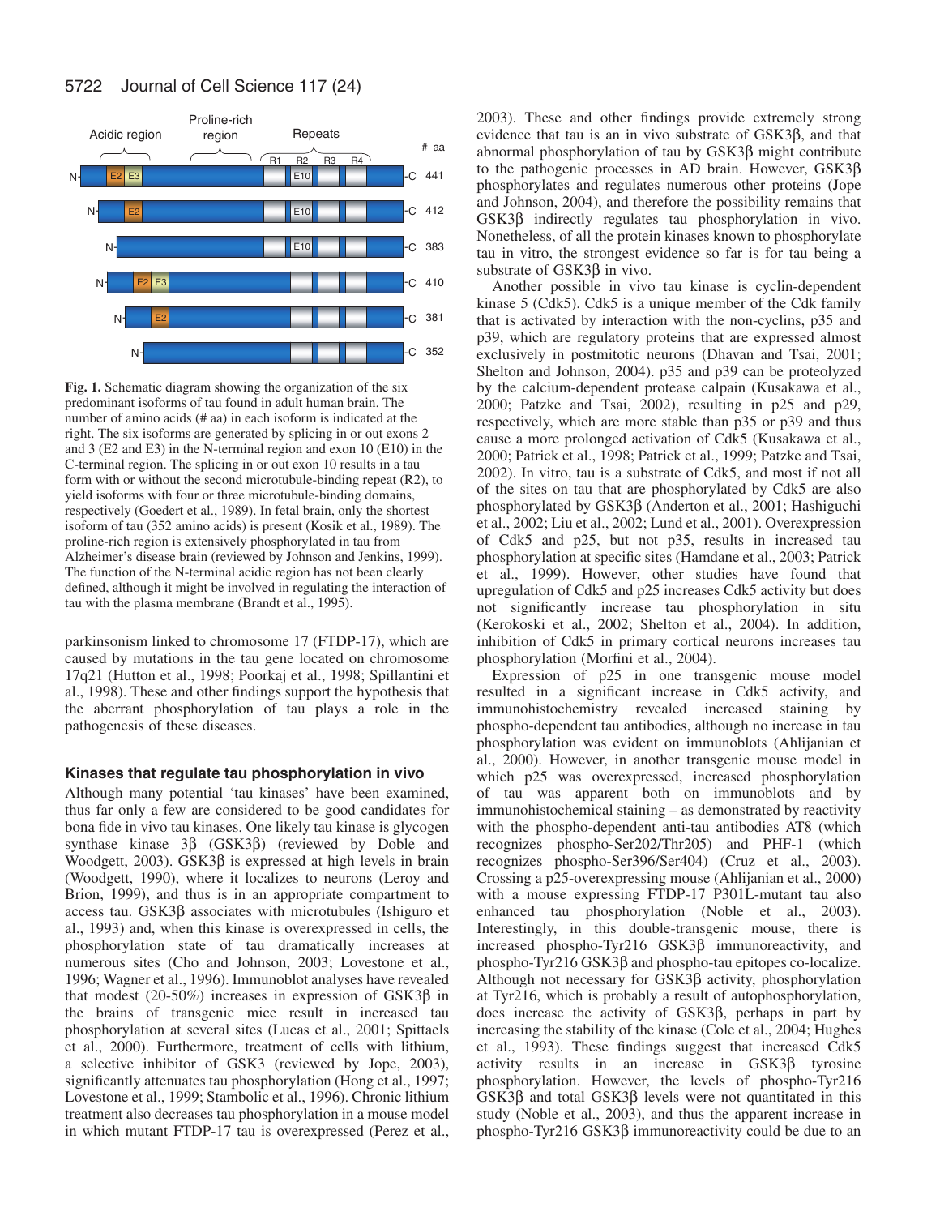**Fig. 1.** Schematic diagram showing the organization of the six predominant isoforms of tau found in adult human brain. The number of amino acids (# aa) in each isoform is indicated at the right. The six isoforms are generated by splicing in or out exons 2 and 3 (E2 and E3) in the N-terminal region and exon 10 (E10) in the C-terminal region. The splicing in or out exon 10 results in a tau form with or without the second microtubule-binding repeat (R2), to yield isoforms with four or three microtubule-binding domains, respectively (Goedert et al., 1989). In fetal brain, only the shortest isoform of tau (352 amino acids) is present (Kosik et al., 1989). The proline-rich region is extensively phosphorylated in tau from Alzheimer's disease brain (reviewed by Johnson and Jenkins, 1999). The function of the N-terminal acidic region has not been clearly defined, although it might be involved in regulating the interaction of tau with the plasma membrane (Brandt et al., 1995).

parkinsonism linked to chromosome 17 (FTDP-17), which are caused by mutations in the tau gene located on chromosome 17q21 (Hutton et al., 1998; Poorkaj et al., 1998; Spillantini et al., 1998). These and other findings support the hypothesis that the aberrant phosphorylation of tau plays a role in the pathogenesis of these diseases.

## Kinases that regulate tau phosphorylation in vivo

Although many potential 'tau kinases' have been examined, thus far only a few are considered to be good candidates for bona fide in vivo tau kinases. One likely tau kinase is glycogen synthase kinase 3β (GSK3β) (reviewed by Doble and Woodgett, 2003). GSK3β is expressed at high levels in brain (Woodgett, 1990), where it localizes to neurons (Leroy and Brion, 1999), and thus is in an appropriate compartment to access tau. GSK3β associates with microtubules (Ishiguro et al., 1993) and, when this kinase is overexpressed in cells, the phosphorylation state of tau dramatically increases at numerous sites (Cho and Johnson, 2003; Lovestone et al., 1996; Wagner et al., 1996). Immunoblot analyses have revealed that modest (20-50%) increases in expression of GSK3β in the brains of transgenic mice result in increased tau phosphorylation at several sites (Lucas et al., 2001; Spittaels et al., 2000). Furthermore, treatment of cells with lithium, a selective inhibitor of GSK3 (reviewed by Jope, 2003), significantly attenuates tau phosphorylation (Hong et al., 1997; Lovestone et al., 1999; Stambolic et al., 1996). Chronic lithium treatment also decreases tau phosphorylation in a mouse model in which mutant FTDP-17 tau is overexpressed (Perez et al., 2003). These and other findings provide extremely strong evidence that tau is an in vivo substrate of GSK3β, and that abnormal phosphorylation of tau by GSK3β might contribute to the pathogenic processes in AD brain. However, GSK3β phosphorylates and regulates numerous other proteins (Jope and Johnson, 2004), and therefore the possibility remains that GSK3β indirectly regulates tau phosphorylation in vivo. Nonetheless, of all the protein kinases known to phosphorylate tau in vitro, the strongest evidence so far is for tau being a substrate of GSK3β in vivo.

Another possible in vivo tau kinase is cyclin-dependent kinase 5 (Cdk5). Cdk5 is a unique member of the Cdk family that is activated by interaction with the non-cyclins, p35 and p39, which are regulatory proteins that are expressed almost exclusively in postmitotic neurons (Dhavan and Tsai, 2001; Shelton and Johnson, 2004). p35 and p39 can be proteolyzed by the calcium-dependent protease calpain (Kusakawa et al., 2000; Patzke and Tsai, 2002), resulting in p25 and p29, respectively, which are more stable than p35 or p39 and thus cause a more prolonged activation of Cdk5 (Kusakawa et al., 2000; Patrick et al., 1998; Patrick et al., 1999; Patzke and Tsai, 2002). In vitro, tau is a substrate of Cdk5, and most if not all of the sites on tau that are phosphorylated by Cdk5 are also phosphorylated by GSK3β (Anderton et al., 2001; Hashiguchi et al., 2002; Liu et al., 2002; Lund et al., 2001). Overexpression of Cdk5 and p25, but not p35, results in increased tau phosphorylation at specific sites (Hamdane et al., 2003; Patrick et al., 1999). However, other studies have found that upregulation of Cdk5 and p25 increases Cdk5 activity but does not significantly increase tau phosphorylation in situ (Kerokoski et al., 2002; Shelton et al., 2004). In addition, inhibition of Cdk5 in primary cortical neurons increases tau phosphorylation (Morfini et al., 2004).

Expression of p25 in one transgenic mouse model resulted in a significant increase in Cdk5 activity, and immunohistochemistry revealed increased staining by phospho-dependent tau antibodies, although no increase in tau phosphorylation was evident on immunoblots (Ahlijanian et al., 2000). However, in another transgenic mouse model in which p25 was overexpressed, increased phosphorylation of tau was apparent both on immunoblots and by immunohistochemical staining – as demonstrated by reactivity with the phospho-dependent anti-tau antibodies AT8 (which recognizes phospho-Ser202/Thr205) and PHF-1 (which recognizes phospho-Ser396/Ser404) (Cruz et al., 2003). Crossing a p25-overexpressing mouse (Ahlijanian et al., 2000) with a mouse expressing FTDP-17 P301L-mutant tau also enhanced tau phosphorylation (Noble et al., 2003). Interestingly, in this double-transgenic mouse, there is increased phospho-Tyr216 GSK3β immunoreactivity, and phospho-Tyr216 GSK3β and phospho-tau epitopes co-localize. Although not necessary for GSK3β activity, phosphorylation at Tyr216, which is probably a result of autophosphorylation, does increase the activity of GSK3β, perhaps in part by increasing the stability of the kinase (Cole et al., 2004; Hughes et al., 1993). These findings suggest that increased Cdk5 activity results in an increase in GSK3β tyrosine phosphorylation. However, the levels of phospho-Tyr216 GSK3β and total GSK3β levels were not quantitated in this study (Noble et al., 2003), and thus the apparent increase in phospho-Tyr216 GSK3β immunoreactivity could be due to an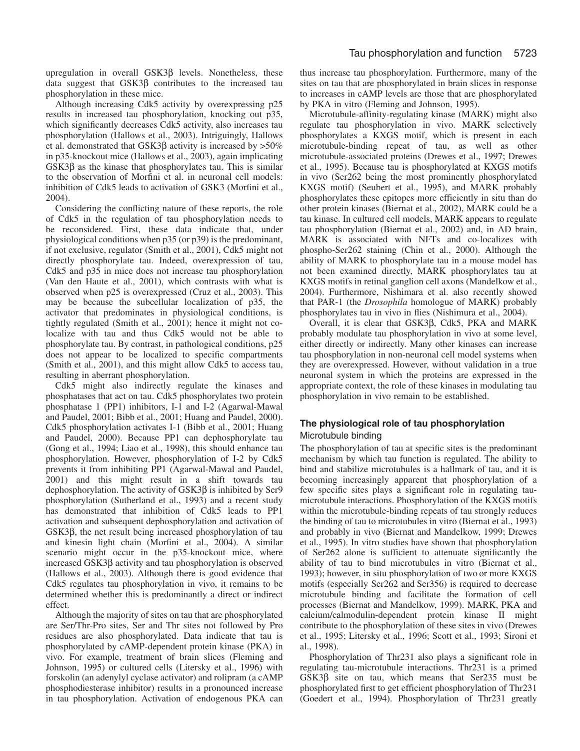upregulation in overall GSK3β levels. Nonetheless, these data suggest that GSK3β contributes to the increased tau phosphorylation in these mice.

Although increasing Cdk5 activity by overexpressing p25 results in increased tau phosphorylation, knocking out p35, which significantly decreases Cdk5 activity, also increases tau phosphorylation (Hallows et al., 2003). Intriguingly, Hallows et al. demonstrated that GSK3β activity is increased by >50% in p35-knockout mice (Hallows et al., 2003), again implicating GSK3β as the kinase that phosphorylates tau. This is similar to the observation of Morfini et al. in neuronal cell models: inhibition of Cdk5 leads to activation of GSK3 (Morfini et al., 2004).

Considering the conflicting nature of these reports, the role of Cdk5 in the regulation of tau phosphorylation needs to be reconsidered. First, these data indicate that, under physiological conditions when p35 (or p39) is the predominant, if not exclusive, regulator (Smith et al., 2001), Cdk5 might not directly phosphorylate tau. Indeed, overexpression of tau, Cdk5 and p35 in mice does not increase tau phosphorylation (Van den Haute et al., 2001), which contrasts with what is observed when p25 is overexpressed (Cruz et al., 2003). This may be because the subcellular localization of p35, the activator that predominates in physiological conditions, is tightly regulated (Smith et al., 2001); hence it might not co-localize with tau and thus Cdk5 would not be able to phosphorylate tau. By contrast, in pathological conditions, p25 does not appear to be localized to specific compartments (Smith et al., 2001), and this might allow Cdk5 to access tau, resulting in aberrant phosphorylation.

Cdk5 might also indirectly regulate the kinases and phosphatases that act on tau. Cdk5 phosphorylates two protein phosphatase 1 (PP1) inhibitors, I-1 and I-2 (Agarwal-Mawal and Paudel, 2001; Bibb et al., 2001; Huang and Paudel, 2000). Cdk5 phosphorylation activates I-1 (Bibb et al., 2001; Huang and Paudel, 2000). Because PP1 can dephosphorylate tau (Gong et al., 1994; Liao et al., 1998), this should enhance tau phosphorylation. However, phosphorylation of I-2 by Cdk5 prevents it from inhibiting PP1 (Agarwal-Mawal and Paudel, 2001) and this might result in a shift towards tau dephosphorylation. The activity of GSK3β is inhibited by Ser9 phosphorylation (Sutherland et al., 1993) and a recent study has demonstrated that inhibition of Cdk5 leads to PP1 activation and subsequent dephosphorylation and activation of GSK3β, the net result being increased phosphorylation of tau and kinesin light chain (Morfini et al., 2004). A similar scenario might occur in the p35-knockout mice, where increased GSK3β activity and tau phosphorylation is observed (Hallows et al., 2003). Although there is good evidence that Cdk5 regulates tau phosphorylation in vivo, it remains to be determined whether this is predominantly a direct or indirect effect.

Although the majority of sites on tau that are phosphorylated are Ser/Thr-Pro sites, Ser and Thr sites not followed by Pro residues are also phosphorylated. Data indicate that tau is phosphorylated by cAMP-dependent protein kinase (PKA) in vivo. For example, treatment of brain slices (Fleming and Johnson, 1995) or cultured cells (Litersky et al., 1996) with forskolin (an adenylyl cyclase activator) and rolipram (a cAMP phosphodiesterase inhibitor) results in a pronounced increase in tau phosphorylation. Activation of endogenous PKA can thus increase tau phosphorylation. Furthermore, many of the sites on tau that are phosphorylated in brain slices in response to increases in cAMP levels are those that are phosphorylated by PKA in vitro (Fleming and Johnson, 1995).

Microtubule-affinity-regulating kinase (MARK) might also regulate tau phosphorylation in vivo. MARK selectively phosphorylates a KXGS motif, which is present in each microtubule-binding repeat of tau, as well as other microtubule-associated proteins (Drewes et al., 1997; Drewes et al., 1995). Because tau is phosphorylated at KXGS motifs in vivo (Ser262 being the most prominently phosphorylated KXGS motif) (Seubert et al., 1995), and MARK probably phosphorylates these epitopes more efficiently in situ than do other protein kinases (Biernat et al., 2002), MARK could be a tau kinase. In cultured cell models, MARK appears to regulate tau phosphorylation (Biernat et al., 2002) and, in AD brain, MARK is associated with NFTs and co-localizes with phospho-Ser262 staining (Chin et al., 2000). Although the ability of MARK to phosphorylate tau in a mouse model has not been examined directly, MARK phosphorylates tau at KXGS motifs in retinal ganglion cell axons (Mandelkow et al., 2004). Furthermore, Nishimara et al. also recently showed that PAR-1 (the *Drosophila* homologue of MARK) probably phosphorylates tau in vivo in flies (Nishimura et al., 2004).

Overall, it is clear that GSK3β, Cdk5, PKA and MARK probably modulate tau phosphorylation in vivo at some level, either directly or indirectly. Many other kinases can increase tau phosphorylation in non-neuronal cell model systems when they are overexpressed. However, without validation in a true neuronal system in which the proteins are expressed in the appropriate context, the role of these kinases in modulating tau phosphorylation in vivo remain to be established.

## The physiological role of tau phosphorylation

### Microtubule binding

The phosphorylation of tau at specific sites is the predominant mechanism by which tau function is regulated. The ability to bind and stabilize microtubules is a hallmark of tau, and it is becoming increasingly apparent that phosphorylation of a few specific sites plays a significant role in regulating tau-microtubule interactions. Phosphorylation of the KXGS motifs within the microtubule-binding repeats of tau strongly reduces the binding of tau to microtubules in vitro (Biernat et al., 1993) and probably in vivo (Biernat and Mandelkow, 1999; Drewes et al., 1995). In vitro studies have shown that phosphorylation of Ser262 alone is sufficient to attenuate significantly the ability of tau to bind microtubules in vitro (Biernat et al., 1993); however, in situ phosphorylation of two or more KXGS motifs (especially Ser262 and Ser356) is required to decrease microtubule binding and facilitate the formation of cell processes (Biernat and Mandelkow, 1999). MARK, PKA and calcium/calmodulin-dependent protein kinase II might contribute to the phosphorylation of these sites in vivo (Drewes et al., 1995; Litersky et al., 1996; Scott et al., 1993; Sironi et al., 1998).

Phosphorylation of Thr231 also plays a significant role in regulating tau-microtubule interactions. Thr231 is a primed GSK3β site on tau, which means that Ser235 must be phosphorylated first to get efficient phosphorylation of Thr231 (Goedert et al., 1994). Phosphorylation of Thr231 greatly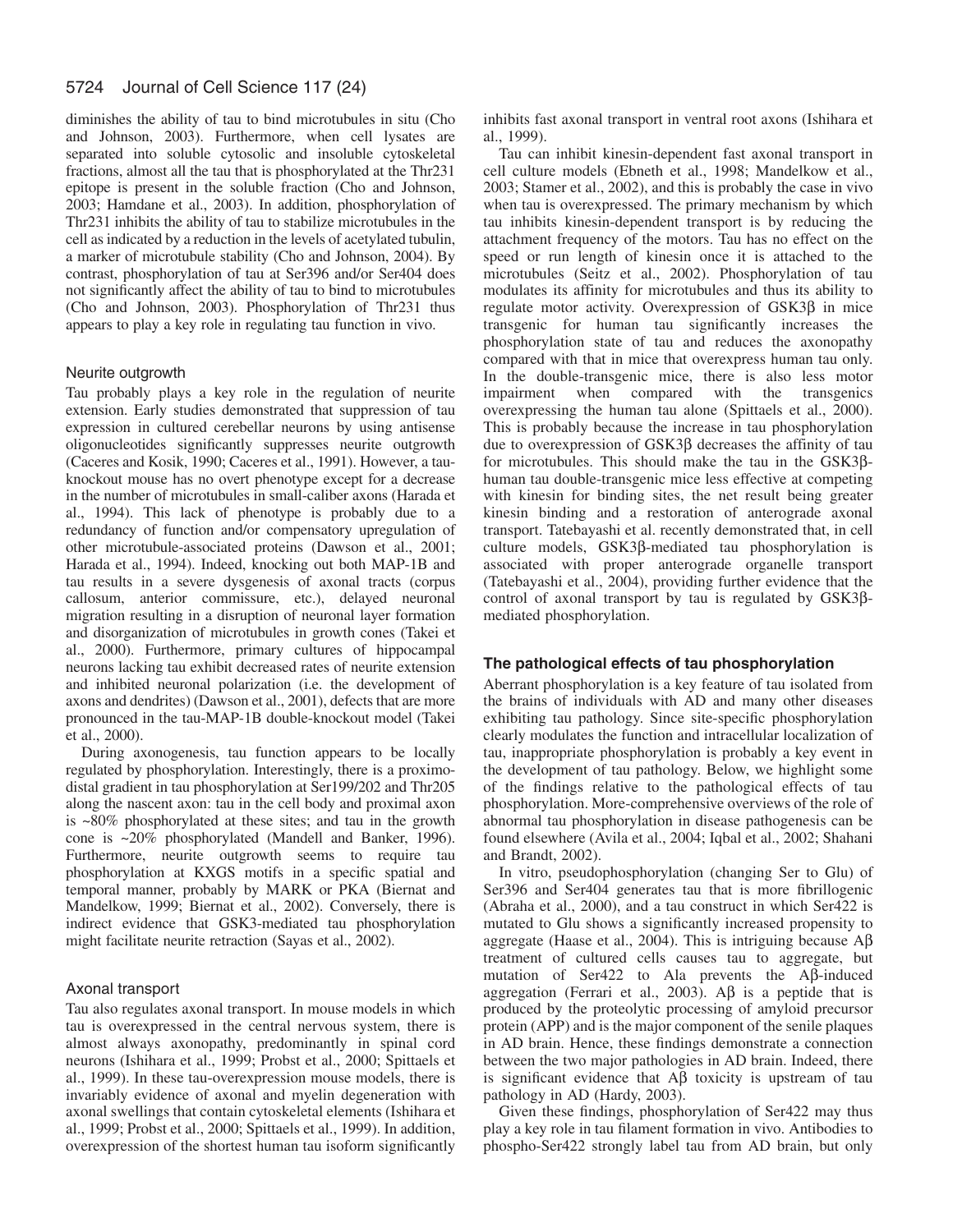diminishes the ability of tau to bind microtubules in situ (Cho and Johnson, 2003). Furthermore, when cell lysates are separated into soluble cytosolic and insoluble cytoskeletal fractions, almost all the tau that is phosphorylated at the Thr231 epitope is present in the soluble fraction (Cho and Johnson, 2003; Hamdane et al., 2003). In addition, phosphorylation of Thr231 inhibits the ability of tau to stabilize microtubules in the cell as indicated by a reduction in the levels of acetylated tubulin, a marker of microtubule stability (Cho and Johnson, 2004). By contrast, phosphorylation of tau at Ser396 and/or Ser404 does not significantly affect the ability of tau to bind to microtubules (Cho and Johnson, 2003). Phosphorylation of Thr231 thus appears to play a key role in regulating tau function in vivo.

### Neurite outgrowth

Tau probably plays a key role in the regulation of neurite extension. Early studies demonstrated that suppression of tau expression in cultured cerebellar neurons by using antisense oligonucleotides significantly suppresses neurite outgrowth (Caceres and Kosik, 1990; Caceres et al., 1991). However, a tau-knockout mouse has no overt phenotype except for a decrease in the number of microtubules in small-caliber axons (Harada et al., 1994). This lack of phenotype is probably due to a redundancy of function and/or compensatory upregulation of other microtubule-associated proteins (Dawson et al., 2001; Harada et al., 1994). Indeed, knocking out both MAP-1B and tau results in a severe dysgenesis of axonal tracts (corpus callosum, anterior commissure, etc.), delayed neuronal migration resulting in a disruption of neuronal layer formation and disorganization of microtubules in growth cones (Takei et al., 2000). Furthermore, primary cultures of hippocampal neurons lacking tau exhibit decreased rates of neurite extension and inhibited neuronal polarization (i.e. the development of axons and dendrites) (Dawson et al., 2001), defects that are more pronounced in the tau-MAP-1B double-knockout model (Takei et al., 2000).

During axonogenesis, tau function appears to be locally regulated by phosphorylation. Interestingly, there is a proximo-distal gradient in tau phosphorylation at Ser199/202 and Thr205 along the nascent axon: tau in the cell body and proximal axon is ~80% phosphorylated at these sites; and tau in the growth cone is ~20% phosphorylated (Mandell and Banker, 1996). Furthermore, neurite outgrowth seems to require tau phosphorylation at KXGS motifs in a specific spatial and temporal manner, probably by MARK or PKA (Biernat and Mandelkow, 1999; Biernat et al., 2002). Conversely, there is indirect evidence that GSK3-mediated tau phosphorylation might facilitate neurite retraction (Sayas et al., 2002).

### Axonal transport

Tau also regulates axonal transport. In mouse models in which tau is overexpressed in the central nervous system, there is almost always axonopathy, predominantly in spinal cord neurons (Ishihara et al., 1999; Probst et al., 2000; Spittaels et al., 1999). In these tau-overexpression mouse models, there is invariably evidence of axonal and myelin degeneration with axonal swellings that contain cytoskeletal elements (Ishihara et al., 1999; Probst et al., 2000; Spittaels et al., 1999). In addition, overexpression of the shortest human tau isoform significantly inhibits fast axonal transport in ventral root axons (Ishihara et al., 1999).

Tau can inhibit kinesin-dependent fast axonal transport in cell culture models (Ebneth et al., 1998; Mandelkow et al., 2003; Stamer et al., 2002), and this is probably the case in vivo when tau is overexpressed. The primary mechanism by which tau inhibits kinesin-dependent transport is by reducing the attachment frequency of the motors. Tau has no effect on the speed or run length of kinesin once it is attached to the microtubules (Seitz et al., 2002). Phosphorylation of tau modulates its affinity for microtubules and thus its ability to regulate motor activity. Overexpression of GSK3β in mice transgenic for human tau significantly increases the phosphorylation state of tau and reduces the axonopathy compared with that in mice that overexpress human tau only. In the double-transgenic mice, there is also less motor impairment when compared with the transgenics overexpressing the human tau alone (Spittaels et al., 2000). This is probably because the increase in tau phosphorylation due to overexpression of GSK3β decreases the affinity of tau for microtubules. This should make the tau in the GSK3β-human tau double-transgenic mice less effective at competing with kinesin for binding sites, the net result being greater kinesin binding and a restoration of anterograde axonal transport. Tatebayashi et al. recently demonstrated that, in cell culture models, GSK3β-mediated tau phosphorylation is associated with proper anterograde organelle transport (Tatebayashi et al., 2004), providing further evidence that the control of axonal transport by tau is regulated by GSK3β-mediated phosphorylation.

## The pathological effects of tau phosphorylation

Aberrant phosphorylation is a key feature of tau isolated from the brains of individuals with AD and many other diseases exhibiting tau pathology. Since site-specific phosphorylation clearly modulates the function and intracellular localization of tau, inappropriate phosphorylation is probably a key event in the development of tau pathology. Below, we highlight some of the findings relative to the pathological effects of tau phosphorylation. More-comprehensive overviews of the role of abnormal tau phosphorylation in disease pathogenesis can be found elsewhere (Avila et al., 2004; Iqbal et al., 2002; Shahani and Brandt, 2002).

In vitro, pseudophosphorylation (changing Ser to Glu) of Ser396 and Ser404 generates tau that is more fibrillogenic (Abraha et al., 2000), and a tau construct in which Ser422 is mutated to Glu shows a significantly increased propensity to aggregate (Haase et al., 2004). This is intriguing because Aβ treatment of cultured cells causes tau to aggregate, but mutation of Ser422 to Ala prevents the Aβ-induced aggregation (Ferrari et al., 2003). Aβ is a peptide that is produced by the proteolytic processing of amyloid precursor protein (APP) and is the major component of the senile plaques in AD brain. Hence, these findings demonstrate a connection between the two major pathologies in AD brain. Indeed, there is significant evidence that Aβ toxicity is upstream of tau pathology in AD (Hardy, 2003).

Given these findings, phosphorylation of Ser422 may thus play a key role in tau filament formation in vivo. Antibodies to phospho-Ser422 strongly label tau from AD brain, but only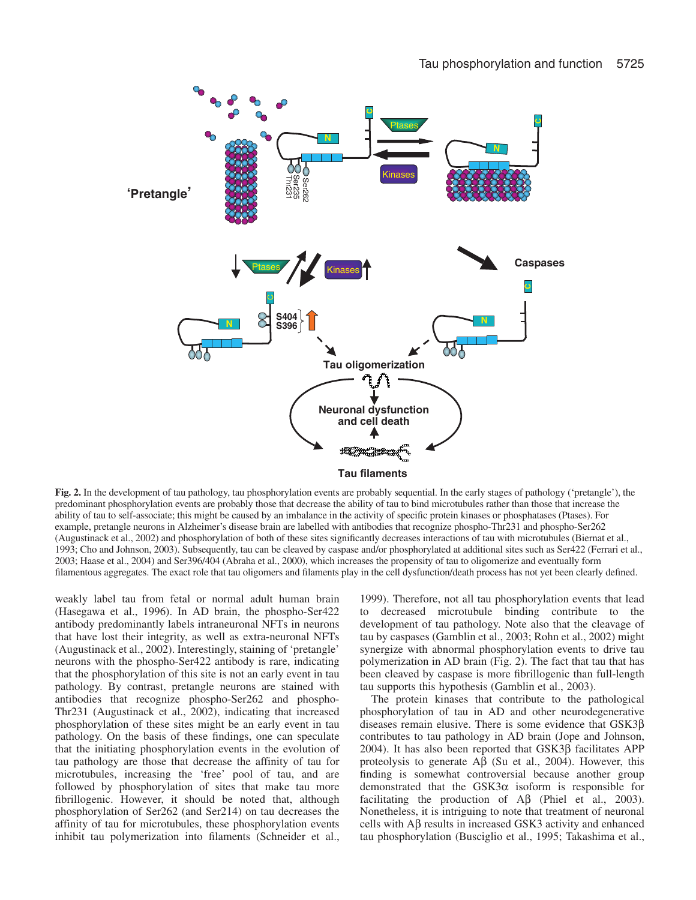**Fig. 2.** In the development of tau pathology, tau phosphorylation events are probably sequential. In the early stages of pathology ('pretangle'), the predominant phosphorylation events are probably those that decrease the ability of tau to bind microtubules rather than those that increase the ability of tau to self-associate; this might be caused by an imbalance in the activity of specific protein kinases or phosphatases (Ptases). For example, pretangle neurons in Alzheimer's disease brain are labelled with antibodies that recognize phospho-Thr231 and phospho-Ser262 (Augustinack et al., 2002) and phosphorylation of both of these sites significantly decreases interactions of tau with microtubules (Biernat et al., 1993; Cho and Johnson, 2003). Subsequently, tau can be cleaved by caspase and/or phosphorylated at additional sites such as Ser422 (Ferrari et al., 2003; Haase et al., 2004) and Ser396/404 (Abraha et al., 2000), which increases the propensity of tau to oligomerize and eventually form filamentous aggregates. The exact role that tau oligomers and filaments play in the cell dysfunction/death process has not yet been clearly defined.

weakly label tau from fetal or normal adult human brain (Hasegawa et al., 1996). In AD brain, the phospho-Ser422 antibody predominantly labels intraneuronal NFTs in neurons that have lost their integrity, as well as extra-neuronal NFTs (Augustinack et al., 2002). Interestingly, staining of 'pretangle' neurons with the phospho-Ser422 antibody is rare, indicating that the phosphorylation of this site is not an early event in tau pathology. By contrast, pretangle neurons are stained with antibodies that recognize phospho-Ser262 and phospho-Thr231 (Augustinack et al., 2002), indicating that increased phosphorylation of these sites might be an early event in tau pathology. On the basis of these findings, one can speculate that the initiating phosphorylation events in the evolution of tau pathology are those that decrease the affinity of tau for microtubules, increasing the 'free' pool of tau, and are followed by phosphorylation of sites that make tau more fibrillogenic. However, it should be noted that, although phosphorylation of Ser262 (and Ser214) on tau decreases the affinity of tau for microtubules, these phosphorylation events inhibit tau polymerization into filaments (Schneider et al., 1999). Therefore, not all tau phosphorylation events that lead to decreased microtubule binding contribute to the development of tau pathology. Note also that the cleavage of tau by caspases (Gamblin et al., 2003; Rohn et al., 2002) might synergize with abnormal phosphorylation events to drive tau polymerization in AD brain (Fig. 2). The fact that tau that has been cleaved by caspase is more fibrillogenic than full-length tau supports this hypothesis (Gamblin et al., 2003).

The protein kinases that contribute to the pathological phosphorylation of tau in AD and other neurodegenerative diseases remain elusive. There is some evidence that GSK3β contributes to tau pathology in AD brain (Jope and Johnson, 2004). It has also been reported that GSK3β facilitates APP proteolysis to generate Aβ (Su et al., 2004). However, this finding is somewhat controversial because another group demonstrated that the GSK3α isoform is responsible for facilitating the production of Aβ (Phiel et al., 2003). Nonetheless, it is intriguing to note that treatment of neuronal cells with Aβ results in increased GSK3 activity and enhanced tau phosphorylation (Busciglio et al., 1995; Takashima et al.,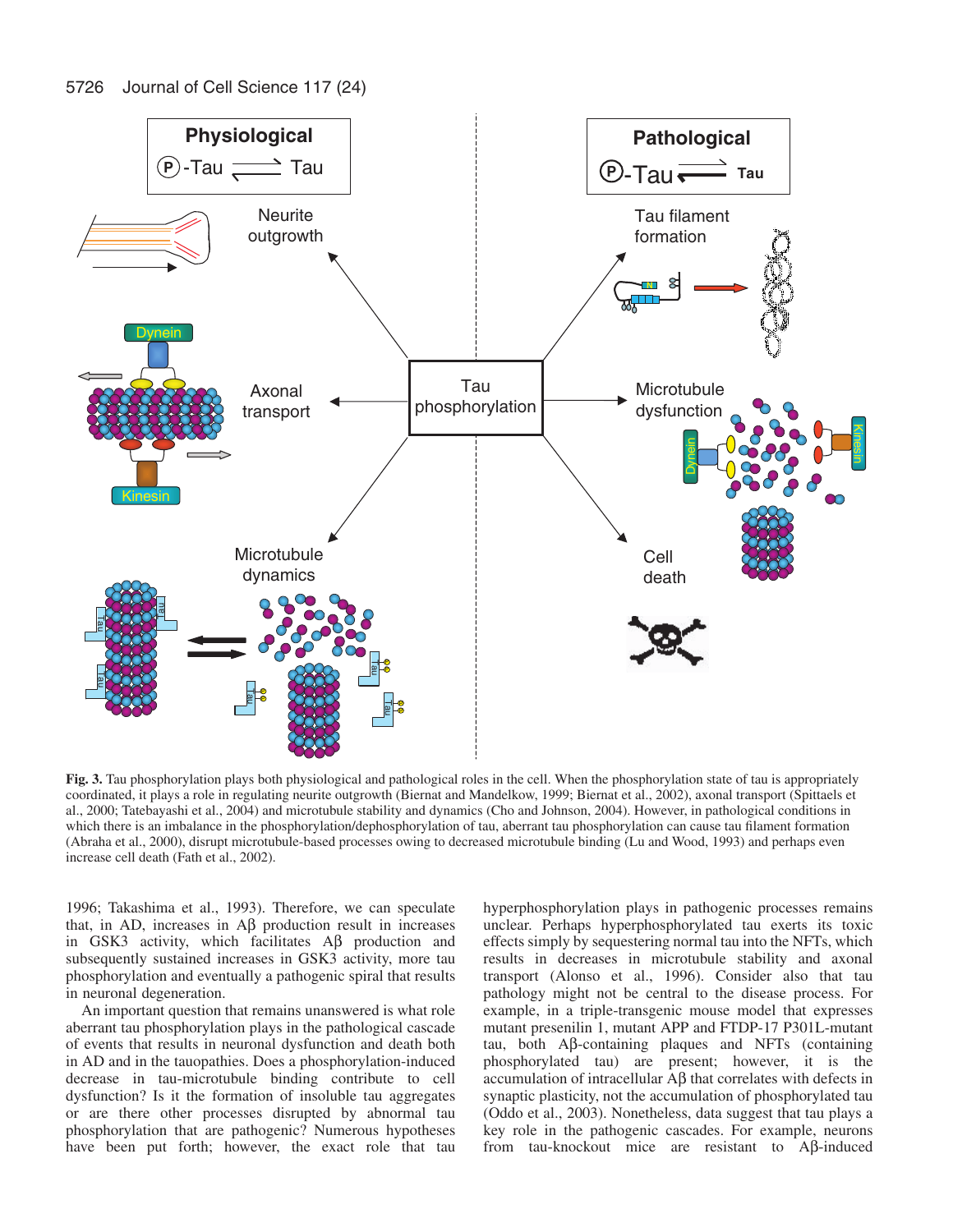**Fig. 3.** Tau phosphorylation plays both physiological and pathological roles in the cell. When the phosphorylation state of tau is appropriately coordinated, it plays a role in regulating neurite outgrowth (Biernat and Mandelkow, 1999; Biernat et al., 2002), axonal transport (Spittaels et al., 2000; Tatebayashi et al., 2004) and microtubule stability and dynamics (Cho and Johnson, 2004). However, in pathological conditions in which there is an imbalance in the phosphorylation/dephosphorylation of tau, aberrant tau phosphorylation can cause tau filament formation (Abraha et al., 2000), disrupt microtubule-based processes owing to decreased microtubule binding (Lu and Wood, 1993) and perhaps even increase cell death (Fath et al., 2002).

1996; Takashima et al., 1993). Therefore, we can speculate that, in AD, increases in Aβ production result in increases in GSK3 activity, which facilitates Aβ production and subsequently sustained increases in GSK3 activity, more tau phosphorylation and eventually a pathogenic spiral that results in neuronal degeneration.

An important question that remains unanswered is what role aberrant tau phosphorylation plays in the pathological cascade of events that results in neuronal dysfunction and death both in AD and in the tauopathies. Does a phosphorylation-induced decrease in tau-microtubule binding contribute to cell dysfunction? Is it the formation of insoluble tau aggregates or are there other processes disrupted by abnormal tau phosphorylation that are pathogenic? Numerous hypotheses have been put forth; however, the exact role that tau hyperphosphorylation plays in pathogenic processes remains unclear. Perhaps hyperphosphorylated tau exerts its toxic effects simply by sequestering normal tau into the NFTs, which results in decreases in microtubule stability and axonal transport (Alonso et al., 1996). Consider also that tau pathology might not be central to the disease process. For example, in a triple-transgenic mouse model that expresses mutant presenilin 1, mutant APP and FTDP-17 P301L-mutant tau, both Aβ-containing plaques and NFTs (containing phosphorylated tau) are present; however, it is the accumulation of intracellular Aβ that correlates with defects in synaptic plasticity, not the accumulation of phosphorylated tau (Oddo et al., 2003). Nonetheless, data suggest that tau plays a key role in the pathogenic cascades. For example, neurons from tau-knockout mice are resistant to Aβ-induced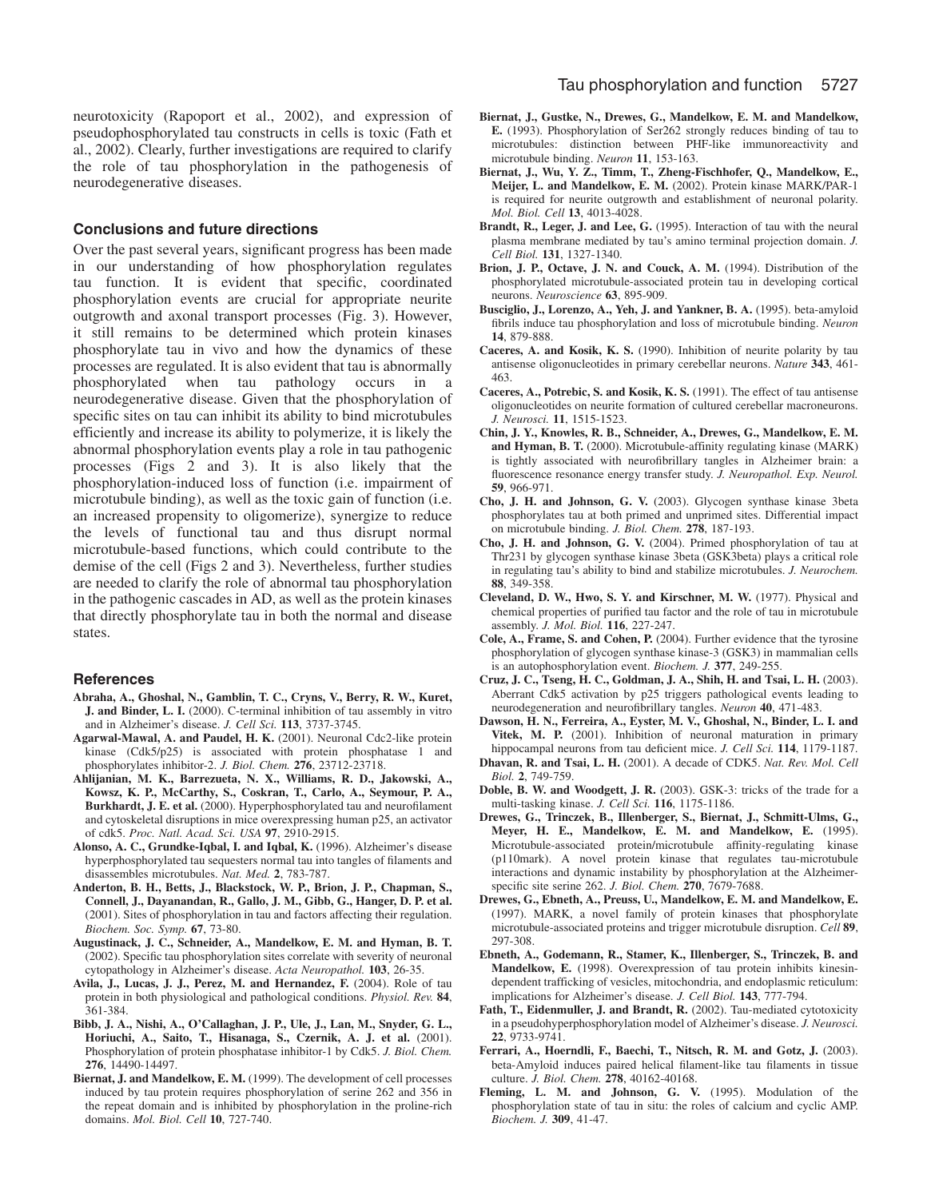neurotoxicity (Rapoport et al., 2002), and expression of pseudophosphorylated tau constructs in cells is toxic (Fath et al., 2002). Clearly, further investigations are required to clarify the role of tau phosphorylation in the pathogenesis of neurodegenerative diseases.

## Conclusions and future directions

Over the past several years, significant progress has been made in our understanding of how phosphorylation regulates tau function. It is evident that specific, coordinated phosphorylation events are crucial for appropriate neurite outgrowth and axonal transport processes (Fig. 3). However, it still remains to be determined which protein kinases phosphorylate tau in vivo and how the dynamics of these processes are regulated. It is also evident that tau is abnormally phosphorylated when tau pathology occurs in a neurodegenerative disease. Given that the phosphorylation of specific sites on tau can inhibit its ability to bind microtubules efficiently and increase its ability to polymerize, it is likely the abnormal phosphorylation events play a role in tau pathogenic processes (Figs 2 and 3). It is also likely that the phosphorylation-induced loss of function (i.e. impairment of microtubule binding), as well as the toxic gain of function (i.e. an increased propensity to oligomerize), synergize to reduce the levels of functional tau and thus disrupt normal microtubule-based functions, which could contribute to the demise of the cell (Figs 2 and 3). Nevertheless, further studies are needed to clarify the role of abnormal tau phosphorylation in the pathogenic cascades in AD, as well as the protein kinases that directly phosphorylate tau in both the normal and disease states.

## References

**Abraha, A., Ghoshal, N., Gamblin, T. C., Cryns, V., Berry, R. W., Kuret, J. and Binder, L. I.** (2000). C-terminal inhibition of tau assembly in vitro and in Alzheimer's disease. *J. Cell Sci.* **113**, 3737-3745.

**Agarwal-Mawal, A. and Paudel, H. K.** (2001). Neuronal Cdc2-like protein kinase (Cdk5/p25) is associated with protein phosphatase 1 and phosphorylates inhibitor-2. *J. Biol. Chem.* **276**, 23712-23718.

**Ahlijanian, M. K., Barrezueta, N. X., Williams, R. D., Jakowski, A., Kowsz, K. P., McCarthy, S., Coskran, T., Carlo, A., Seymour, P. A., Burkhardt, J. E. et al.** (2000). Hyperphosphorylated tau and neurofilament and cytoskeletal disruptions in mice overexpressing human p25, an activator of cdk5. *Proc. Natl. Acad. Sci. USA* **97**, 2910-2915.

**Alonso, A. C., Grundke-Iqbal, I. and Iqbal, K.** (1996). Alzheimer's disease hyperphosphorylated tau sequesters normal tau into tangles of filaments and disassembles microtubules. *Nat. Med.* **2**, 783-787.

**Anderton, B. H., Betts, J., Blackstock, W. P., Brion, J. P., Chapman, S., Connell, J., Dayanandan, R., Gallo, J. M., Gibb, G., Hanger, D. P. et al.** (2001). Sites of phosphorylation in tau and factors affecting their regulation. *Biochem. Soc. Symp.* **67**, 73-80.

**Augustinack, J. C., Schneider, A., Mandelkow, E. M. and Hyman, B. T.** (2002). Specific tau phosphorylation sites correlate with severity of neuronal cytopathology in Alzheimer's disease. *Acta Neuropathol.* **103**, 26-35.

**Avila, J., Lucas, J. J., Perez, M. and Hernandez, F.** (2004). Role of tau protein in both physiological and pathological conditions. *Physiol. Rev.* **84**, 361-384.

**Bibb, J. A., Nishi, A., O'Callaghan, J. P., Ule, J., Lan, M., Snyder, G. L., Horiuchi, A., Saito, T., Hisanaga, S., Czernik, A. J. et al.** (2001). Phosphorylation of protein phosphatase inhibitor-1 by Cdk5. *J. Biol. Chem.* **276**, 14490-14497.

**Biernat, J. and Mandelkow, E. M.** (1999). The development of cell processes induced by tau protein requires phosphorylation of serine 262 and 356 in the repeat domain and is inhibited by phosphorylation in the proline-rich domains. *Mol. Biol. Cell* **10**, 727-740.

**Biernat, J., Gustke, N., Drewes, G., Mandelkow, E. M. and Mandelkow, E.** (1993). Phosphorylation of Ser262 strongly reduces binding of tau to microtubules: distinction between PHF-like immunoreactivity and microtubule binding. *Neuron* **11**, 153-163.

**Biernat, J., Wu, Y. Z., Timm, T., Zheng-Fischhofer, Q., Mandelkow, E., Meijer, L. and Mandelkow, E. M.** (2002). Protein kinase MARK/PAR-1 is required for neurite outgrowth and establishment of neuronal polarity. *Mol. Biol. Cell* **13**, 4013-4028.

**Brandt, R., Leger, J. and Lee, G.** (1995). Interaction of tau with the neural plasma membrane mediated by tau's amino terminal projection domain. *J. Cell Biol.* **131**, 1327-1340.

**Brion, J. P., Octave, J. N. and Couck, A. M.** (1994). Distribution of the phosphorylated microtubule-associated protein tau in developing cortical neurons. *Neuroscience* **63**, 895-909.

**Busciglio, J., Lorenzo, A., Yeh, J. and Yankner, B. A.** (1995). beta-amyloid fibrils induce tau phosphorylation and loss of microtubule binding. *Neuron* **14**, 879-888.

**Caceres, A. and Kosik, K. S.** (1990). Inhibition of neurite polarity by tau antisense oligonucleotides in primary cerebellar neurons. *Nature* **343**, 461-463.

**Caceres, A., Potrebic, S. and Kosik, K. S.** (1991). The effect of tau antisense oligonucleotides on neurite formation of cultured cerebellar macroneurons. *J. Neurosci.* **11**, 1515-1523.

**Chin, J. Y., Knowles, R. B., Schneider, A., Drewes, G., Mandelkow, E. M. and Hyman, B. T.** (2000). Microtubule-affinity regulating kinase (MARK) is tightly associated with neurofibrillary tangles in Alzheimer brain: a fluorescence resonance energy transfer study. *J. Neuropathol. Exp. Neurol.* **59**, 966-971.

**Cho, J. H. and Johnson, G. V.** (2003). Glycogen synthase kinase 3beta phosphorylates tau at both primed and unprimed sites. Differential impact on microtubule binding. *J. Biol. Chem.* **278**, 187-193.

**Cho, J. H. and Johnson, G. V.** (2004). Primed phosphorylation of tau at Thr231 by glycogen synthase kinase 3beta (GSK3beta) plays a critical role in regulating tau's ability to bind and stabilize microtubules. *J. Neurochem.* **88**, 349-358.

**Cleveland, D. W., Hwo, S. Y. and Kirschner, M. W.** (1977). Physical and chemical properties of purified tau factor and the role of tau in microtubule assembly. *J. Mol. Biol.* **116**, 227-247.

**Cole, A., Frame, S. and Cohen, P.** (2004). Further evidence that the tyrosine phosphorylation of glycogen synthase kinase-3 (GSK3) in mammalian cells is an autophosphorylation event. *Biochem. J.* **377**, 249-255.

**Cruz, J. C., Tseng, H. C., Goldman, J. A., Shih, H. and Tsai, L. H.** (2003). Aberrant Cdk5 activation by p25 triggers pathological events leading to neurodegeneration and neurofibrillary tangles. *Neuron* **40**, 471-483.

**Dawson, H. N., Ferreira, A., Eyster, M. V., Ghoshal, N., Binder, L. I. and Vitek, M. P.** (2001). Inhibition of neuronal maturation in primary hippocampal neurons from tau deficient mice. *J. Cell Sci.* **114**, 1179-1187.

**Dhavan, R. and Tsai, L. H.** (2001). A decade of CDK5. *Nat. Rev. Mol. Cell Biol.* **2**, 749-759.

**Doble, B. W. and Woodgett, J. R.** (2003). GSK-3: tricks of the trade for a multi-tasking kinase. *J. Cell Sci.* **116**, 1175-1186.

**Drewes, G., Trinczek, B., Illenberger, S., Biernat, J., Schmitt-Ulms, G., Meyer, H. E., Mandelkow, E. M. and Mandelkow, E.** (1995). Microtubule-associated protein/microtubule affinity-regulating kinase (p110mark). A novel protein kinase that regulates tau-microtubule interactions and dynamic instability by phosphorylation at the Alzheimer-specific site serine 262. *J. Biol. Chem.* **270**, 7679-7688.

**Drewes, G., Ebneth, A., Preuss, U., Mandelkow, E. M. and Mandelkow, E.** (1997). MARK, a novel family of protein kinases that phosphorylate microtubule-associated proteins and trigger microtubule disruption. *Cell* **89**, 297-308.

**Ebneth, A., Godemann, R., Stamer, K., Illenberger, S., Trinczek, B. and Mandelkow, E.** (1998). Overexpression of tau protein inhibits kinesin-dependent trafficking of vesicles, mitochondria, and endoplasmic reticulum: implications for Alzheimer's disease. *J. Cell Biol.* **143**, 777-794.

**Fath, T., Eidenmuller, J. and Brandt, R.** (2002). Tau-mediated cytotoxicity in a pseudohyperphosphorylation model of Alzheimer's disease. *J. Neurosci.* **22**, 9733-9741.

**Ferrari, A., Hoerndli, F., Baechi, T., Nitsch, R. M. and Gotz, J.** (2003). beta-Amyloid induces paired helical filament-like tau filaments in tissue culture. *J. Biol. Chem.* **278**, 40162-40168.

**Fleming, L. M. and Johnson, G. V.** (1995). Modulation of the phosphorylation state of tau in situ: the roles of calcium and cyclic AMP. *Biochem. J.* **309**, 41-47.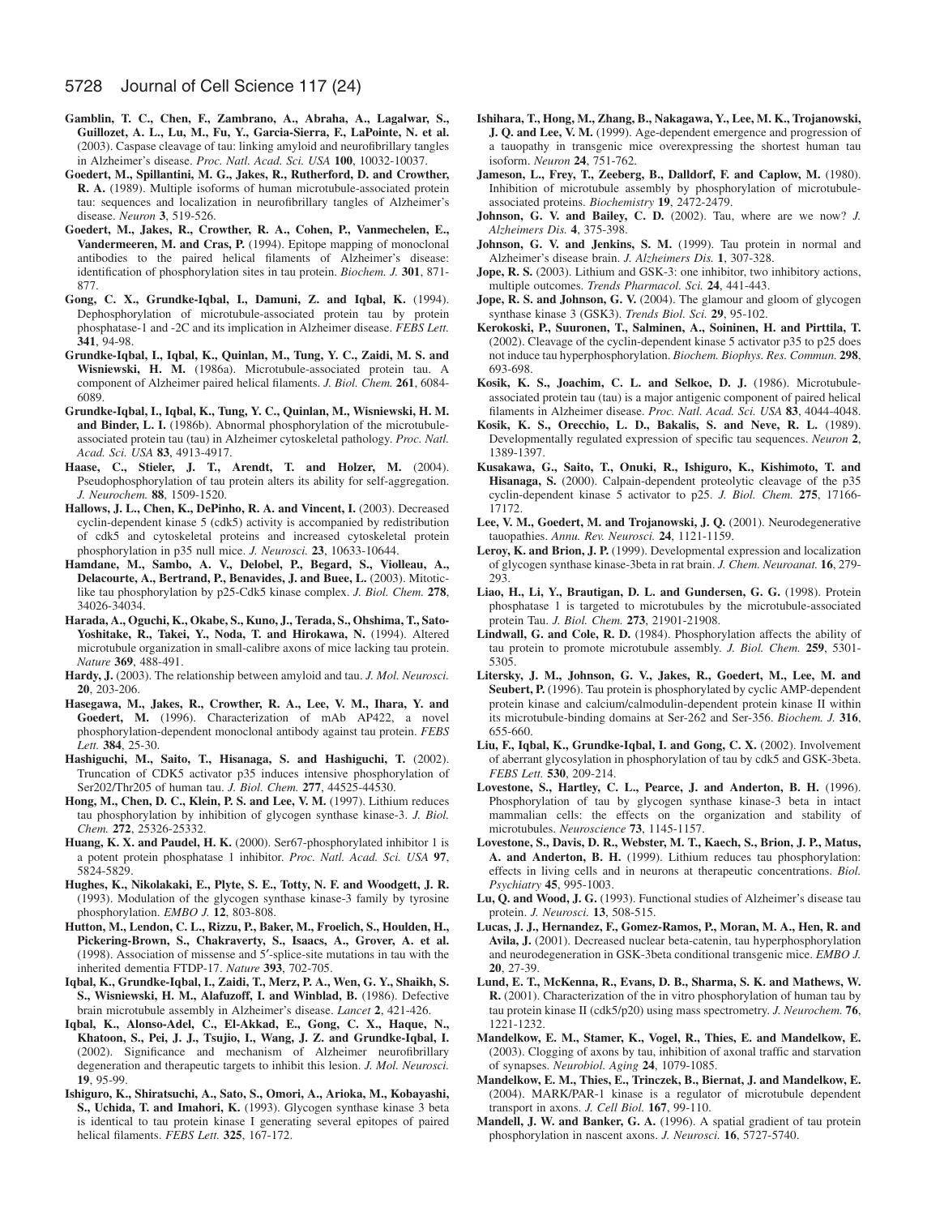**Gamblin, T. C., Chen, F., Zambrano, A., Abraha, A., Lagalwar, S., Guillozet, A. L., Lu, M., Fu, Y., Garcia-Sierra, F., LaPointe, N. et al.** (2003). Caspase cleavage of tau: linking amyloid and neurofibrillary tangles in Alzheimer's disease. *Proc. Natl. Acad. Sci. USA* **100**, 10032-10037.

**Goedert, M., Spillantini, M. G., Jakes, R., Rutherford, D. and Crowther, R. A.** (1989). Multiple isoforms of human microtubule-associated protein tau: sequences and localization in neurofibrillary tangles of Alzheimer's disease. *Neuron* **3**, 519-526.

**Goedert, M., Jakes, R., Crowther, R. A., Cohen, P., Vanmechelen, E., Vandermeeren, M. and Cras, P.** (1994). Epitope mapping of monoclonal antibodies to the paired helical filaments of Alzheimer's disease: identification of phosphorylation sites in tau protein. *Biochem. J.* **301**, 871-877.

**Gong, C. X., Grundke-Iqbal, I., Damuni, Z. and Iqbal, K.** (1994). Dephosphorylation of microtubule-associated protein tau by protein phosphatase-1 and -2C and its implication in Alzheimer disease. *FEBS Lett.* **341**, 94-98.

**Grundke-Iqbal, I., Iqbal, K., Quinlan, M., Tung, Y. C., Zaidi, M. S. and Wisniewski, H. M.** (1986a). Microtubule-associated protein tau. A component of Alzheimer paired helical filaments. *J. Biol. Chem.* **261**, 6084-6089.

**Grundke-Iqbal, I., Iqbal, K., Tung, Y. C., Quinlan, M., Wisniewski, H. M. and Binder, L. I.** (1986b). Abnormal phosphorylation of the microtubule-associated protein tau (tau) in Alzheimer cytoskeletal pathology. *Proc. Natl. Acad. Sci. USA* **83**, 4913-4917.

**Haase, C., Stieler, J. T., Arendt, T. and Holzer, M.** (2004). Pseudophosphorylation of tau protein alters its ability for self-aggregation. *J. Neurochem.* **88**, 1509-1520.

**Hallows, J. L., Chen, K., DePinho, R. A. and Vincent, I.** (2003). Decreased cyclin-dependent kinase 5 (cdk5) activity is accompanied by redistribution of cdk5 and cytoskeletal proteins and increased cytoskeletal protein phosphorylation in p35 null mice. *J. Neurosci.* **23**, 10633-10644.

**Hamdane, M., Sambo, A. V., Delobel, P., Begard, S., Violleau, A., Delacourte, A., Bertrand, P., Benavides, J. and Buee, L.** (2003). Mitotic-like tau phosphorylation by p25-Cdk5 kinase complex. *J. Biol. Chem.* **278**, 34026-34034.

**Harada, A., Oguchi, K., Okabe, S., Kuno, J., Terada, S., Ohshima, T., Sato-Yoshitake, R., Takei, Y., Noda, T. and Hirokawa, N.** (1994). Altered microtubule organization in small-calibre axons of mice lacking tau protein. *Nature* **369**, 488-491.

**Hardy, J.** (2003). The relationship between amyloid and tau. *J. Mol. Neurosci.* **20**, 203-206.

**Hasegawa, M., Jakes, R., Crowther, R. A., Lee, V. M., Ihara, Y. and Goedert, M.** (1996). Characterization of mAb AP422, a novel phosphorylation-dependent monoclonal antibody against tau protein. *FEBS Lett.* **384**, 25-30.

**Hashiguchi, M., Saito, T., Hisanaga, S. and Hashiguchi, T.** (2002). Truncation of CDK5 activator p35 induces intensive phosphorylation of Ser202/Thr205 of human tau. *J. Biol. Chem.* **277**, 44525-44530.

**Hong, M., Chen, D. C., Klein, P. S. and Lee, V. M.** (1997). Lithium reduces tau phosphorylation by inhibition of glycogen synthase kinase-3. *J. Biol. Chem.* **272**, 25326-25332.

**Huang, K. X. and Paudel, H. K.** (2000). Ser67-phosphorylated inhibitor 1 is a potent protein phosphatase 1 inhibitor. *Proc. Natl. Acad. Sci. USA* **97**, 5824-5829.

**Hughes, K., Nikolakaki, E., Plyte, S. E., Totty, N. F. and Woodgett, J. R.** (1993). Modulation of the glycogen synthase kinase-3 family by tyrosine phosphorylation. *EMBO J.* **12**, 803-808.

**Hutton, M., Lendon, C. L., Rizzu, P., Baker, M., Froelich, S., Houlden, H., Pickering-Brown, S., Chakraverty, S., Isaacs, A., Grover, A. et al.** (1998). Association of missense and 5′-splice-site mutations in tau with the inherited dementia FTDP-17. *Nature* **393**, 702-705.

**Iqbal, K., Grundke-Iqbal, I., Zaidi, T., Merz, P. A., Wen, G. Y., Shaikh, S. S., Wisniewski, H. M., Alafuzoff, I. and Winblad, B.** (1986). Defective brain microtubule assembly in Alzheimer's disease. *Lancet* **2**, 421-426.

**Iqbal, K., Alonso-Adel, C., El-Akkad, E., Gong, C. X., Haque, N., Khatoon, S., Pei, J. J., Tsujio, I., Wang, J. Z. and Grundke-Iqbal, I.** (2002). Significance and mechanism of Alzheimer neurofibrillary degeneration and therapeutic targets to inhibit this lesion. *J. Mol. Neurosci.* **19**, 95-99.

**Ishiguro, K., Shiratsuchi, A., Sato, S., Omori, A., Arioka, M., Kobayashi, S., Uchida, T. and Imahori, K.** (1993). Glycogen synthase kinase 3 beta is identical to tau protein kinase I generating several epitopes of paired helical filaments. *FEBS Lett.* **325**, 167-172.

**Ishihara, T., Hong, M., Zhang, B., Nakagawa, Y., Lee, M. K., Trojanowski, J. Q. and Lee, V. M.** (1999). Age-dependent emergence and progression of a tauopathy in transgenic mice overexpressing the shortest human tau isoform. *Neuron* **24**, 751-762.

**Jameson, L., Frey, T., Zeeberg, B., Dalldorf, F. and Caplow, M.** (1980). Inhibition of microtubule assembly by phosphorylation of microtubule-associated proteins. *Biochemistry* **19**, 2472-2479.

**Johnson, G. V. and Bailey, C. D.** (2002). Tau, where are we now? *J. Alzheimers Dis.* **4**, 375-398.

**Johnson, G. V. and Jenkins, S. M.** (1999). Tau protein in normal and Alzheimer's disease brain. *J. Alzheimers Dis.* **1**, 307-328.

**Jope, R. S.** (2003). Lithium and GSK-3: one inhibitor, two inhibitory actions, multiple outcomes. *Trends Pharmacol. Sci.* **24**, 441-443.

**Jope, R. S. and Johnson, G. V.** (2004). The glamour and gloom of glycogen synthase kinase 3 (GSK3). *Trends Biol. Sci.* **29**, 95-102.

**Kerokoski, P., Suuronen, T., Salminen, A., Soininen, H. and Pirttila, T.** (2002). Cleavage of the cyclin-dependent kinase 5 activator p35 to p25 does not induce tau hyperphosphorylation. *Biochem. Biophys. Res. Commun.* **298**, 693-698.

**Kosik, K. S., Joachim, C. L. and Selkoe, D. J.** (1986). Microtubule-associated protein tau (tau) is a major antigenic component of paired helical filaments in Alzheimer disease. *Proc. Natl. Acad. Sci. USA* **83**, 4044-4048.

**Kosik, K. S., Orecchio, L. D., Bakalis, S. and Neve, R. L.** (1989). Developmentally regulated expression of specific tau sequences. *Neuron* **2**, 1389-1397.

**Kusakawa, G., Saito, T., Onuki, R., Ishiguro, K., Kishimoto, T. and Hisanaga, S.** (2000). Calpain-dependent proteolytic cleavage of the p35 cyclin-dependent kinase 5 activator to p25. *J. Biol. Chem.* **275**, 17166-17172.

**Lee, V. M., Goedert, M. and Trojanowski, J. Q.** (2001). Neurodegenerative tauopathies. *Annu. Rev. Neurosci.* **24**, 1121-1159.

**Leroy, K. and Brion, J. P.** (1999). Developmental expression and localization of glycogen synthase kinase-3beta in rat brain. *J. Chem. Neuroanat.* **16**, 279-293.

**Liao, H., Li, Y., Brautigan, D. L. and Gundersen, G. G.** (1998). Protein phosphatase 1 is targeted to microtubules by the microtubule-associated protein Tau. *J. Biol. Chem.* **273**, 21901-21908.

**Lindwall, G. and Cole, R. D.** (1984). Phosphorylation affects the ability of tau protein to promote microtubule assembly. *J. Biol. Chem.* **259**, 5301-5305.

**Litersky, J. M., Johnson, G. V., Jakes, R., Goedert, M., Lee, M. and Seubert, P.** (1996). Tau protein is phosphorylated by cyclic AMP-dependent protein kinase and calcium/calmodulin-dependent protein kinase II within its microtubule-binding domains at Ser-262 and Ser-356. *Biochem. J.* **316**, 655-660.

**Liu, F., Iqbal, K., Grundke-Iqbal, I. and Gong, C. X.** (2002). Involvement of aberrant glycosylation in phosphorylation of tau by cdk5 and GSK-3beta. *FEBS Lett.* **530**, 209-214.

**Lovestone, S., Hartley, C. L., Pearce, J. and Anderton, B. H.** (1996). Phosphorylation of tau by glycogen synthase kinase-3 beta in intact mammalian cells: the effects on the organization and stability of microtubules. *Neuroscience* **73**, 1145-1157.

**Lovestone, S., Davis, D. R., Webster, M. T., Kaech, S., Brion, J. P., Matus, A. and Anderton, B. H.** (1999). Lithium reduces tau phosphorylation: effects in living cells and in neurons at therapeutic concentrations. *Biol. Psychiatry* **45**, 995-1003.

**Lu, Q. and Wood, J. G.** (1993). Functional studies of Alzheimer's disease tau protein. *J. Neurosci.* **13**, 508-515.

**Lucas, J. J., Hernandez, F., Gomez-Ramos, P., Moran, M. A., Hen, R. and Avila, J.** (2001). Decreased nuclear beta-catenin, tau hyperphosphorylation and neurodegeneration in GSK-3beta conditional transgenic mice. *EMBO J.* **20**, 27-39.

**Lund, E. T., McKenna, R., Evans, D. B., Sharma, S. K. and Mathews, W. R.** (2001). Characterization of the in vitro phosphorylation of human tau by tau protein kinase II (cdk5/p20) using mass spectrometry. *J. Neurochem.* **76**, 1221-1232.

**Mandelkow, E. M., Stamer, K., Vogel, R., Thies, E. and Mandelkow, E.** (2003). Clogging of axons by tau, inhibition of axonal traffic and starvation of synapses. *Neurobiol. Aging* **24**, 1079-1085.

**Mandelkow, E. M., Thies, E., Trinczek, B., Biernat, J. and Mandelkow, E.** (2004). MARK/PAR-1 kinase is a regulator of microtubule dependent transport in axons. *J. Cell Biol.* **167**, 99-110.

**Mandell, J. W. and Banker, G. A.** (1996). A spatial gradient of tau protein phosphorylation in nascent axons. *J. Neurosci.* **16**, 5727-5740.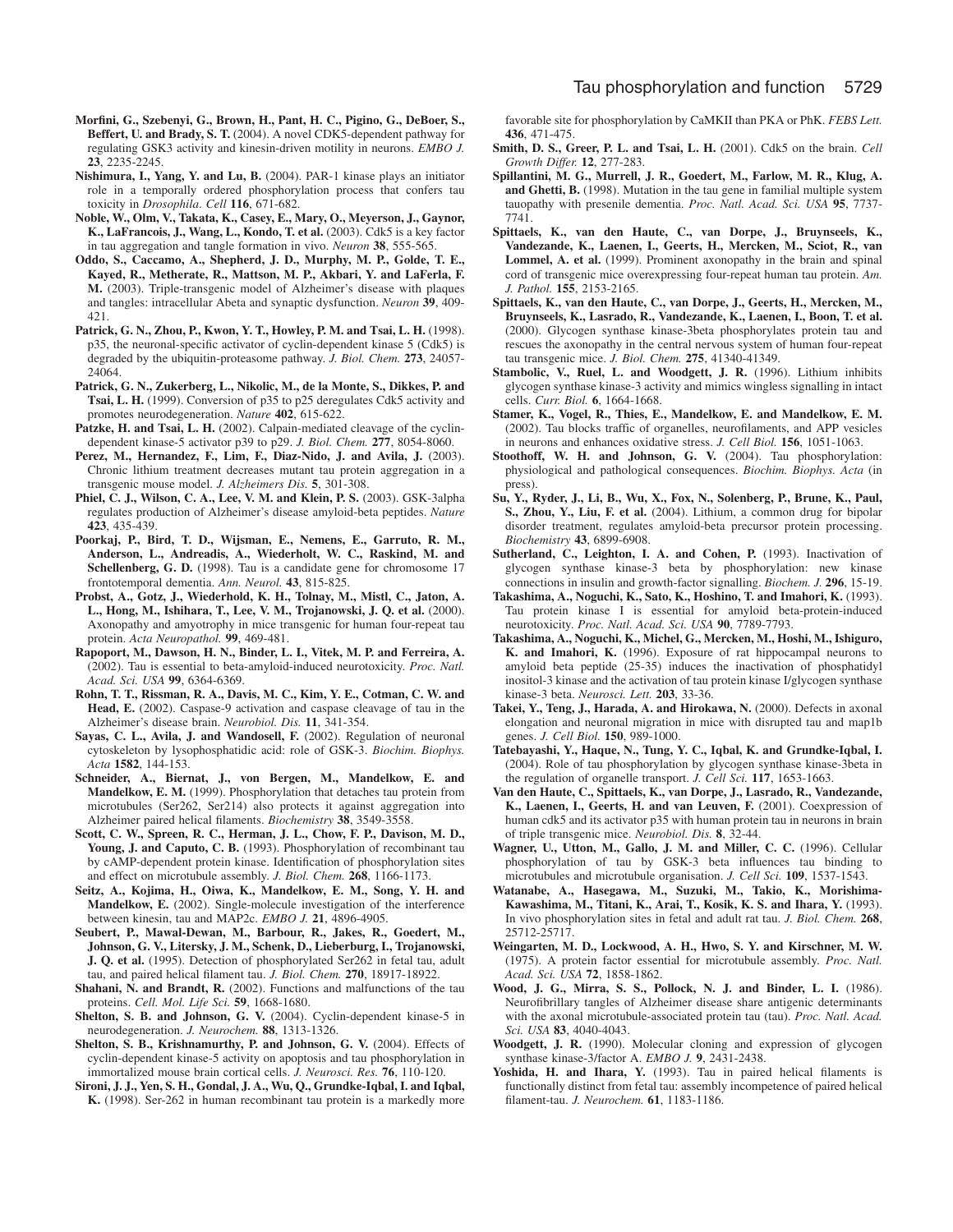**Morfini, G., Szebenyi, G., Brown, H., Pant, H. C., Pigino, G., DeBoer, S., Beffert, U. and Brady, S. T.** (2004). A novel CDK5-dependent pathway for regulating GSK3 activity and kinesin-driven motility in neurons. *EMBO J.* **23**, 2235-2245.

**Nishimura, I., Yang, Y. and Lu, B.** (2004). PAR-1 kinase plays an initiator role in a temporally ordered phosphorylation process that confers tau toxicity in *Drosophila*. *Cell* **116**, 671-682.

**Noble, W., Olm, V., Takata, K., Casey, E., Mary, O., Meyerson, J., Gaynor, K., LaFrancois, J., Wang, L., Kondo, T. et al.** (2003). Cdk5 is a key factor in tau aggregation and tangle formation in vivo. *Neuron* **38**, 555-565.

**Oddo, S., Caccamo, A., Shepherd, J. D., Murphy, M. P., Golde, T. E., Kayed, R., Metherate, R., Mattson, M. P., Akbari, Y. and LaFerla, F. M.** (2003). Triple-transgenic model of Alzheimer's disease with plaques and tangles: intracellular Abeta and synaptic dysfunction. *Neuron* **39**, 409-421.

**Patrick, G. N., Zhou, P., Kwon, Y. T., Howley, P. M. and Tsai, L. H.** (1998). p35, the neuronal-specific activator of cyclin-dependent kinase 5 (Cdk5) is degraded by the ubiquitin-proteasome pathway. *J. Biol. Chem.* **273**, 24057-24064.

**Patrick, G. N., Zukerberg, L., Nikolic, M., de la Monte, S., Dikkes, P. and Tsai, L. H.** (1999). Conversion of p35 to p25 deregulates Cdk5 activity and promotes neurodegeneration. *Nature* **402**, 615-622.

**Patzke, H. and Tsai, L. H.** (2002). Calpain-mediated cleavage of the cyclin-dependent kinase-5 activator p39 to p29. *J. Biol. Chem.* **277**, 8054-8060.

**Perez, M., Hernandez, F., Lim, F., Diaz-Nido, J. and Avila, J.** (2003). Chronic lithium treatment decreases mutant tau protein aggregation in a transgenic mouse model. *J. Alzheimers Dis.* **5**, 301-308.

**Phiel, C. J., Wilson, C. A., Lee, V. M. and Klein, P. S.** (2003). GSK-3alpha regulates production of Alzheimer's disease amyloid-beta peptides. *Nature* **423**, 435-439.

**Poorkaj, P., Bird, T. D., Wijsman, E., Nemens, E., Garruto, R. M., Anderson, L., Andreadis, A., Wiederholt, W. C., Raskind, M. and Schellenberg, G. D.** (1998). Tau is a candidate gene for chromosome 17 frontotemporal dementia. *Ann. Neurol.* **43**, 815-825.

**Probst, A., Gotz, J., Wiederhold, K. H., Tolnay, M., Mistl, C., Jaton, A. L., Hong, M., Ishihara, T., Lee, V. M., Trojanowski, J. Q. et al.** (2000). Axonopathy and amyotrophy in mice transgenic for human four-repeat tau protein. *Acta Neuropathol.* **99**, 469-481.

**Rapoport, M., Dawson, H. N., Binder, L. I., Vitek, M. P. and Ferreira, A.** (2002). Tau is essential to beta-amyloid-induced neurotoxicity. *Proc. Natl. Acad. Sci. USA* **99**, 6364-6369.

**Rohn, T. T., Rissman, R. A., Davis, M. C., Kim, Y. E., Cotman, C. W. and Head, E.** (2002). Caspase-9 activation and caspase cleavage of tau in the Alzheimer's disease brain. *Neurobiol. Dis.* **11**, 341-354.

**Sayas, C. L., Avila, J. and Wandosell, F.** (2002). Regulation of neuronal cytoskeleton by lysophosphatidic acid: role of GSK-3. *Biochim. Biophys. Acta* **1582**, 144-153.

**Schneider, A., Biernat, J., von Bergen, M., Mandelkow, E. and Mandelkow, E. M.** (1999). Phosphorylation that detaches tau protein from microtubules (Ser262, Ser214) also protects it against aggregation into Alzheimer paired helical filaments. *Biochemistry* **38**, 3549-3558.

**Scott, C. W., Spreen, R. C., Herman, J. L., Chow, F. P., Davison, M. D., Young, J. and Caputo, C. B.** (1993). Phosphorylation of recombinant tau by cAMP-dependent protein kinase. Identification of phosphorylation sites and effect on microtubule assembly. *J. Biol. Chem.* **268**, 1166-1173.

**Seitz, A., Kojima, H., Oiwa, K., Mandelkow, E. M., Song, Y. H. and Mandelkow, E.** (2002). Single-molecule investigation of the interference between kinesin, tau and MAP2c. *EMBO J.* **21**, 4896-4905.

**Seubert, P., Mawal-Dewan, M., Barbour, R., Jakes, R., Goedert, M., Johnson, G. V., Litersky, J. M., Schenk, D., Lieberburg, I., Trojanowski, J. Q. et al.** (1995). Detection of phosphorylated Ser262 in fetal tau, adult tau, and paired helical filament tau. *J. Biol. Chem.* **270**, 18917-18922.

**Shahani, N. and Brandt, R.** (2002). Functions and malfunctions of the tau proteins. *Cell. Mol. Life Sci.* **59**, 1668-1680.

**Shelton, S. B. and Johnson, G. V.** (2004). Cyclin-dependent kinase-5 in neurodegeneration. *J. Neurochem.* **88**, 1313-1326.

**Shelton, S. B., Krishnamurthy, P. and Johnson, G. V.** (2004). Effects of cyclin-dependent kinase-5 activity on apoptosis and tau phosphorylation in immortalized mouse brain cortical cells. *J. Neurosci. Res.* **76**, 110-120.

**Sironi, J. J., Yen, S. H., Gondal, J. A., Wu, Q., Grundke-Iqbal, I. and Iqbal, K.** (1998). Ser-262 in human recombinant tau protein is a markedly more favorable site for phosphorylation by CaMKII than PKA or PhK. *FEBS Lett.* **436**, 471-475.

**Smith, D. S., Greer, P. L. and Tsai, L. H.** (2001). Cdk5 on the brain. *Cell Growth Differ.* **12**, 277-283.

**Spillantini, M. G., Murrell, J. R., Goedert, M., Farlow, M. R., Klug, A. and Ghetti, B.** (1998). Mutation in the tau gene in familial multiple system tauopathy with presenile dementia. *Proc. Natl. Acad. Sci. USA* **95**, 7737-7741.

**Spittaels, K., van den Haute, C., van Dorpe, J., Bruynseels, K., Vandezande, K., Laenen, I., Geerts, H., Mercken, M., Sciot, R., van Lommel, A. et al.** (1999). Prominent axonopathy in the brain and spinal cord of transgenic mice overexpressing four-repeat human tau protein. *Am. J. Pathol.* **155**, 2153-2165.

**Spittaels, K., van den Haute, C., van Dorpe, J., Geerts, H., Mercken, M., Bruynseels, K., Lasrado, R., Vandezande, K., Laenen, I., Boon, T. et al.** (2000). Glycogen synthase kinase-3beta phosphorylates protein tau and rescues the axonopathy in the central nervous system of human four-repeat tau transgenic mice. *J. Biol. Chem.* **275**, 41340-41349.

**Stambolic, V., Ruel, L. and Woodgett, J. R.** (1996). Lithium inhibits glycogen synthase kinase-3 activity and mimics wingless signalling in intact cells. *Curr. Biol.* **6**, 1664-1668.

**Stamer, K., Vogel, R., Thies, E., Mandelkow, E. and Mandelkow, E. M.** (2002). Tau blocks traffic of organelles, neurofilaments, and APP vesicles in neurons and enhances oxidative stress. *J. Cell Biol.* **156**, 1051-1063.

**Stoothoff, W. H. and Johnson, G. V.** (2004). Tau phosphorylation: physiological and pathological consequences. *Biochim. Biophys. Acta* (in press).

**Su, Y., Ryder, J., Li, B., Wu, X., Fox, N., Solenberg, P., Brune, K., Paul, S., Zhou, Y., Liu, F. et al.** (2004). Lithium, a common drug for bipolar disorder treatment, regulates amyloid-beta precursor protein processing. *Biochemistry* **43**, 6899-6908.

**Sutherland, C., Leighton, I. A. and Cohen, P.** (1993). Inactivation of glycogen synthase kinase-3 beta by phosphorylation: new kinase connections in insulin and growth-factor signalling. *Biochem. J.* **296**, 15-19.

**Takashima, A., Noguchi, K., Sato, K., Hoshino, T. and Imahori, K.** (1993). Tau protein kinase I is essential for amyloid beta-protein-induced neurotoxicity. *Proc. Natl. Acad. Sci. USA* **90**, 7789-7793.

**Takashima, A., Noguchi, K., Michel, G., Mercken, M., Hoshi, M., Ishiguro, K. and Imahori, K.** (1996). Exposure of rat hippocampal neurons to amyloid beta peptide (25-35) induces the inactivation of phosphatidyl inositol-3 kinase and the activation of tau protein kinase I/glycogen synthase kinase-3 beta. *Neurosci. Lett.* **203**, 33-36.

**Takei, Y., Teng, J., Harada, A. and Hirokawa, N.** (2000). Defects in axonal elongation and neuronal migration in mice with disrupted tau and map1b genes. *J. Cell Biol.* **150**, 989-1000.

**Tatebayashi, Y., Haque, N., Tung, Y. C., Iqbal, K. and Grundke-Iqbal, I.** (2004). Role of tau phosphorylation by glycogen synthase kinase-3beta in the regulation of organelle transport. *J. Cell Sci.* **117**, 1653-1663.

**Van den Haute, C., Spittaels, K., van Dorpe, J., Lasrado, R., Vandezande, K., Laenen, I., Geerts, H. and van Leuven, F.** (2001). Coexpression of human cdk5 and its activator p35 with human protein tau in neurons in brain of triple transgenic mice. *Neurobiol. Dis.* **8**, 32-44.

**Wagner, U., Utton, M., Gallo, J. M. and Miller, C. C.** (1996). Cellular phosphorylation of tau by GSK-3 beta influences tau binding to microtubules and microtubule organisation. *J. Cell Sci.* **109**, 1537-1543.

**Watanabe, A., Hasegawa, M., Suzuki, M., Takio, K., Morishima-Kawashima, M., Titani, K., Arai, T., Kosik, K. S. and Ihara, Y.** (1993). In vivo phosphorylation sites in fetal and adult rat tau. *J. Biol. Chem.* **268**, 25712-25717.

**Weingarten, M. D., Lockwood, A. H., Hwo, S. Y. and Kirschner, M. W.** (1975). A protein factor essential for microtubule assembly. *Proc. Natl. Acad. Sci. USA* **72**, 1858-1862.

**Wood, J. G., Mirra, S. S., Pollock, N. J. and Binder, L. I.** (1986). Neurofibrillary tangles of Alzheimer disease share antigenic determinants with the axonal microtubule-associated protein tau (tau). *Proc. Natl. Acad. Sci. USA* **83**, 4040-4043.

**Woodgett, J. R.** (1990). Molecular cloning and expression of glycogen synthase kinase-3/factor A. *EMBO J.* **9**, 2431-2438.

**Yoshida, H. and Ihara, Y.** (1993). Tau in paired helical filaments is functionally distinct from fetal tau: assembly incompetence of paired helical filament-tau. *J. Neurochem.* **61**, 1183-1186.